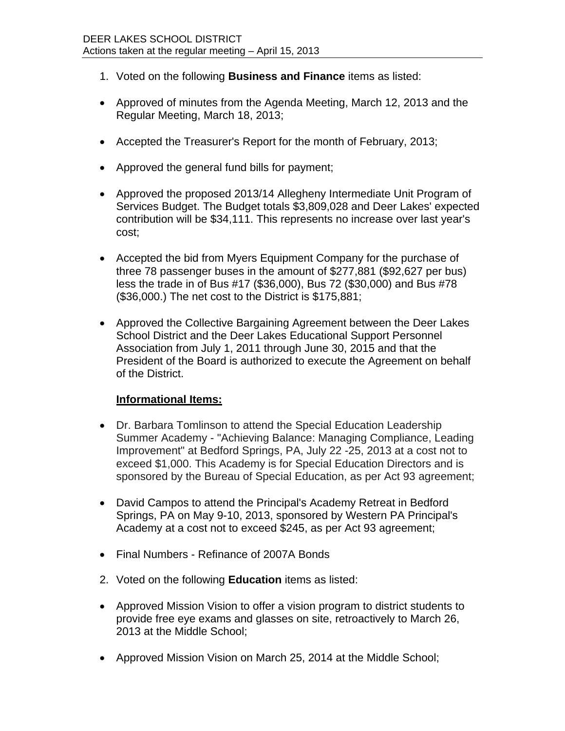DEER LAKES SCHOOL DISTRICT
Actions taken at the regular meeting – April 15, 2013

1. Voted on the following **Business and Finance** items as listed:

- Approved of minutes from the Agenda Meeting, March 12, 2013 and the Regular Meeting, March 18, 2013;

- Accepted the Treasurer's Report for the month of February, 2013;

- Approved the general fund bills for payment;

- Approved the proposed 2013/14 Allegheny Intermediate Unit Program of Services Budget. The Budget totals $3,809,028 and Deer Lakes' expected contribution will be $34,111. This represents no increase over last year's cost;

- Accepted the bid from Myers Equipment Company for the purchase of three 78 passenger buses in the amount of $277,881 ($92,627 per bus) less the trade in of Bus #17 ($36,000), Bus 72 ($30,000) and Bus #78 ($36,000.) The net cost to the District is $175,881;

- Approved the Collective Bargaining Agreement between the Deer Lakes School District and the Deer Lakes Educational Support Personnel Association from July 1, 2011 through June 30, 2015 and that the President of the Board is authorized to execute the Agreement on behalf of the District.

**Informational Items:**

- Dr. Barbara Tomlinson to attend the Special Education Leadership Summer Academy - "Achieving Balance: Managing Compliance, Leading Improvement" at Bedford Springs, PA, July 22 -25, 2013 at a cost not to exceed $1,000. This Academy is for Special Education Directors and is sponsored by the Bureau of Special Education, as per Act 93 agreement;

- David Campos to attend the Principal's Academy Retreat in Bedford Springs, PA on May 9-10, 2013, sponsored by Western PA Principal's Academy at a cost not to exceed $245, as per Act 93 agreement;

- Final Numbers - Refinance of 2007A Bonds

2. Voted on the following **Education** items as listed:

- Approved Mission Vision to offer a vision program to district students to provide free eye exams and glasses on site, retroactively to March 26, 2013 at the Middle School;

- Approved Mission Vision on March 25, 2014 at the Middle School;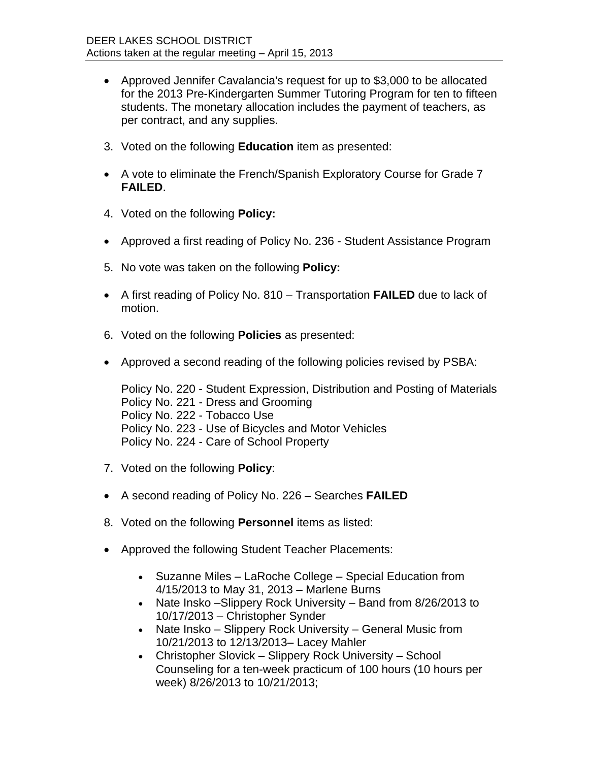- Approved Jennifer Cavalancia's request for up to $3,000 to be allocated for the 2013 Pre-Kindergarten Summer Tutoring Program for ten to fifteen students. The monetary allocation includes the payment of teachers, as per contract, and any supplies.

3. Voted on the following **Education** item as presented:

- A vote to eliminate the French/Spanish Exploratory Course for Grade 7 **FAILED**.

4. Voted on the following **Policy:**

- Approved a first reading of Policy No. 236 - Student Assistance Program

5. No vote was taken on the following **Policy:**

- A first reading of Policy No. 810 – Transportation **FAILED** due to lack of motion.

6. Voted on the following **Policies** as presented:

- Approved a second reading of the following policies revised by PSBA:

  Policy No. 220 - Student Expression, Distribution and Posting of Materials
  Policy No. 221 - Dress and Grooming
  Policy No. 222 - Tobacco Use
  Policy No. 223 - Use of Bicycles and Motor Vehicles
  Policy No. 224 - Care of School Property

7. Voted on the following **Policy**:

- A second reading of Policy No. 226 – Searches **FAILED**

8. Voted on the following **Personnel** items as listed:

- Approved the following Student Teacher Placements:

  - Suzanne Miles – LaRoche College – Special Education from 4/15/2013 to May 31, 2013 – Marlene Burns
  - Nate Insko –Slippery Rock University – Band from 8/26/2013 to 10/17/2013 – Christopher Synder
  - Nate Insko – Slippery Rock University – General Music from 10/21/2013 to 12/13/2013– Lacey Mahler
  - Christopher Slovick – Slippery Rock University – School Counseling for a ten-week practicum of 100 hours (10 hours per week) 8/26/2013 to 10/21/2013;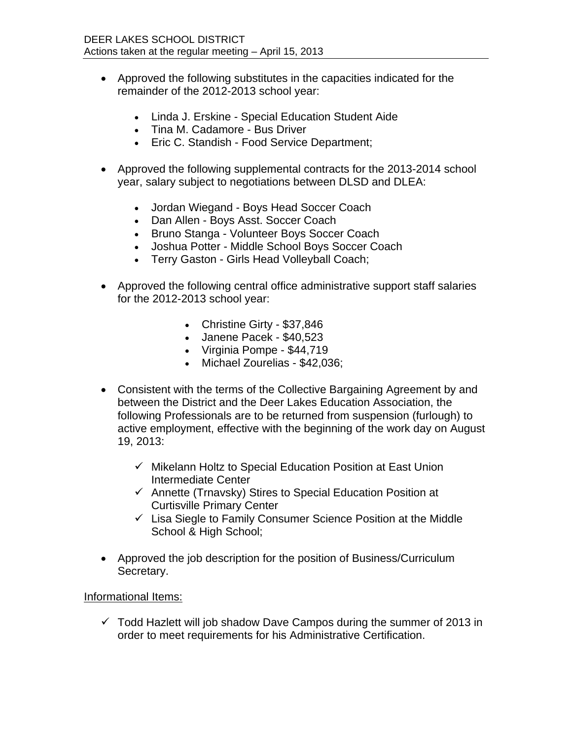- Approved the following substitutes in the capacities indicated for the remainder of the 2012-2013 school year:

    - Linda J. Erskine - Special Education Student Aide
    - Tina M. Cadamore - Bus Driver
    - Eric C. Standish - Food Service Department;

- Approved the following supplemental contracts for the 2013-2014 school year, salary subject to negotiations between DLSD and DLEA:

    - Jordan Wiegand - Boys Head Soccer Coach
    - Dan Allen - Boys Asst. Soccer Coach
    - Bruno Stanga - Volunteer Boys Soccer Coach
    - Joshua Potter - Middle School Boys Soccer Coach
    - Terry Gaston - Girls Head Volleyball Coach;

- Approved the following central office administrative support staff salaries for the 2012-2013 school year:

    - Christine Girty - $37,846
    - Janene Pacek - $40,523
    - Virginia Pompe - $44,719
    - Michael Zourelias - $42,036;

- Consistent with the terms of the Collective Bargaining Agreement by and between the District and the Deer Lakes Education Association, the following Professionals are to be returned from suspension (furlough) to active employment, effective with the beginning of the work day on August 19, 2013:

    - ✓ Mikelann Holtz to Special Education Position at East Union Intermediate Center
    - ✓ Annette (Trnavsky) Stires to Special Education Position at Curtisville Primary Center
    - ✓ Lisa Siegle to Family Consumer Science Position at the Middle School & High School;

- Approved the job description for the position of Business/Curriculum Secretary.

<u>Informational Items:</u>

- ✓ Todd Hazlett will job shadow Dave Campos during the summer of 2013 in order to meet requirements for his Administrative Certification.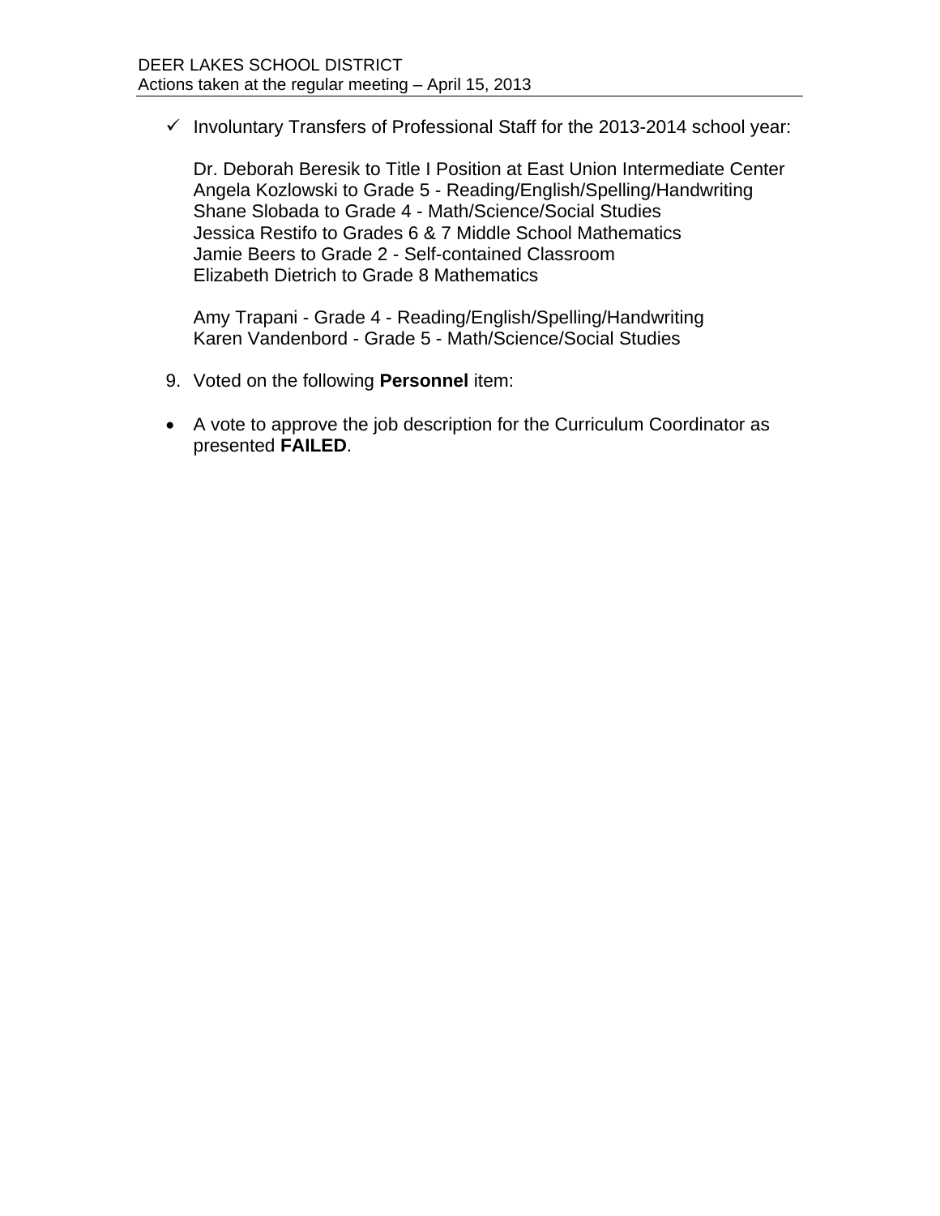- ✓ Involuntary Transfers of Professional Staff for the 2013-2014 school year:

  Dr. Deborah Beresik to Title I Position at East Union Intermediate Center
  Angela Kozlowski to Grade 5 - Reading/English/Spelling/Handwriting
  Shane Slobada to Grade 4 - Math/Science/Social Studies
  Jessica Restifo to Grades 6 & 7 Middle School Mathematics
  Jamie Beers to Grade 2 - Self-contained Classroom
  Elizabeth Dietrich to Grade 8 Mathematics

  Amy Trapani - Grade 4 - Reading/English/Spelling/Handwriting
  Karen Vandenbord - Grade 5 - Math/Science/Social Studies

9. Voted on the following **Personnel** item:

- A vote to approve the job description for the Curriculum Coordinator as presented **FAILED**.